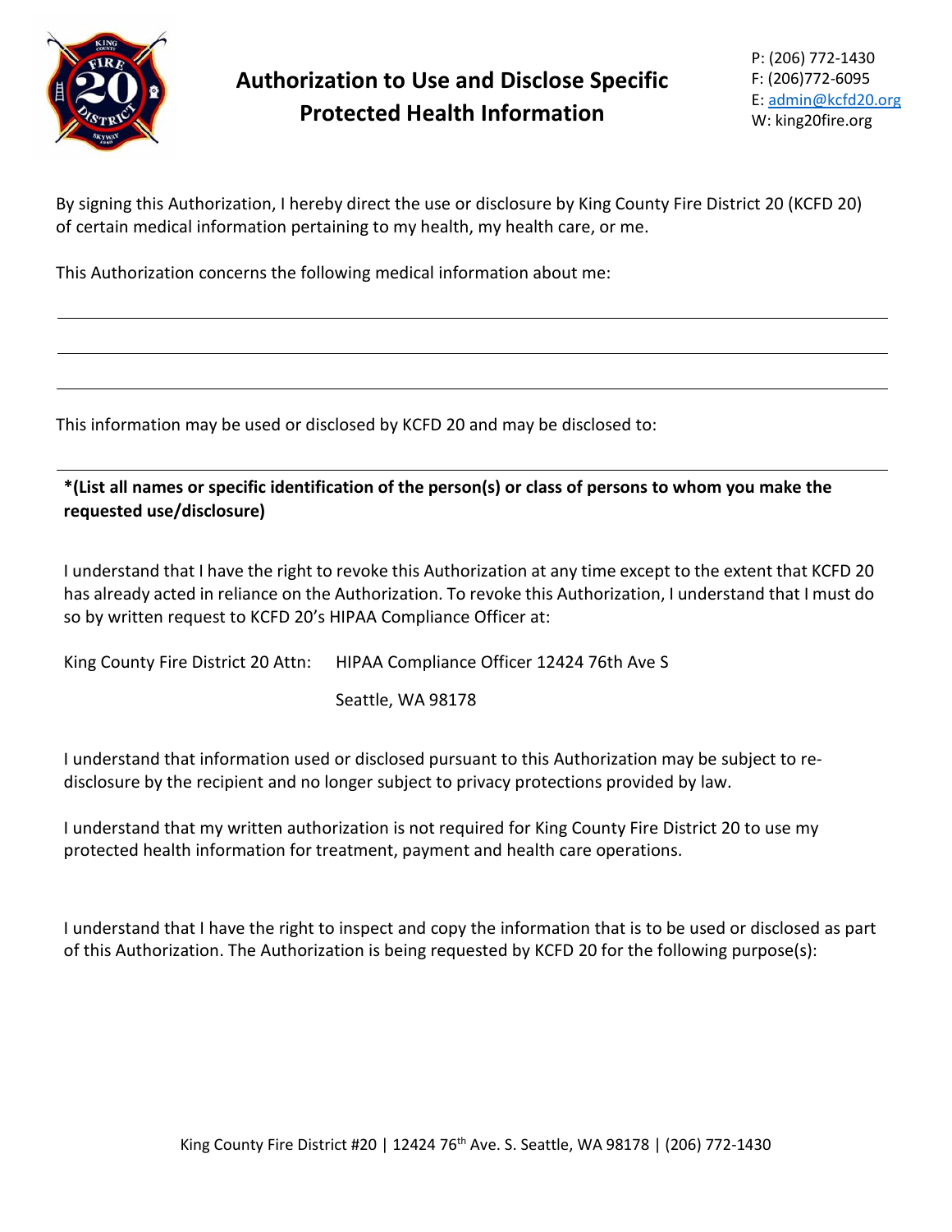# Authorization to Use and Disclose Specific Protected Health Information

P: (206) 772-1430
F: (206)772-6095
E: admin@kcfd20.org
W: king20fire.org

By signing this Authorization, I hereby direct the use or disclosure by King County Fire District 20 (KCFD 20) of certain medical information pertaining to my health, my health care, or me.

This Authorization concerns the following medical information about me:

______________________________________________________________________________

______________________________________________________________________________

______________________________________________________________________________

This information may be used or disclosed by KCFD 20 and may be disclosed to:

______________________________________________________________________________

**\*(List all names or specific identification of the person(s) or class of persons to whom you make the requested use/disclosure)**

I understand that I have the right to revoke this Authorization at any time except to the extent that KCFD 20 has already acted in reliance on the Authorization. To revoke this Authorization, I understand that I must do so by written request to KCFD 20's HIPAA Compliance Officer at:

King County Fire District 20 Attn: HIPAA Compliance Officer 12424 76th Ave S
Seattle, WA 98178

I understand that information used or disclosed pursuant to this Authorization may be subject to re-disclosure by the recipient and no longer subject to privacy protections provided by law.

I understand that my written authorization is not required for King County Fire District 20 to use my protected health information for treatment, payment and health care operations.

I understand that I have the right to inspect and copy the information that is to be used or disclosed as part of this Authorization. The Authorization is being requested by KCFD 20 for the following purpose(s):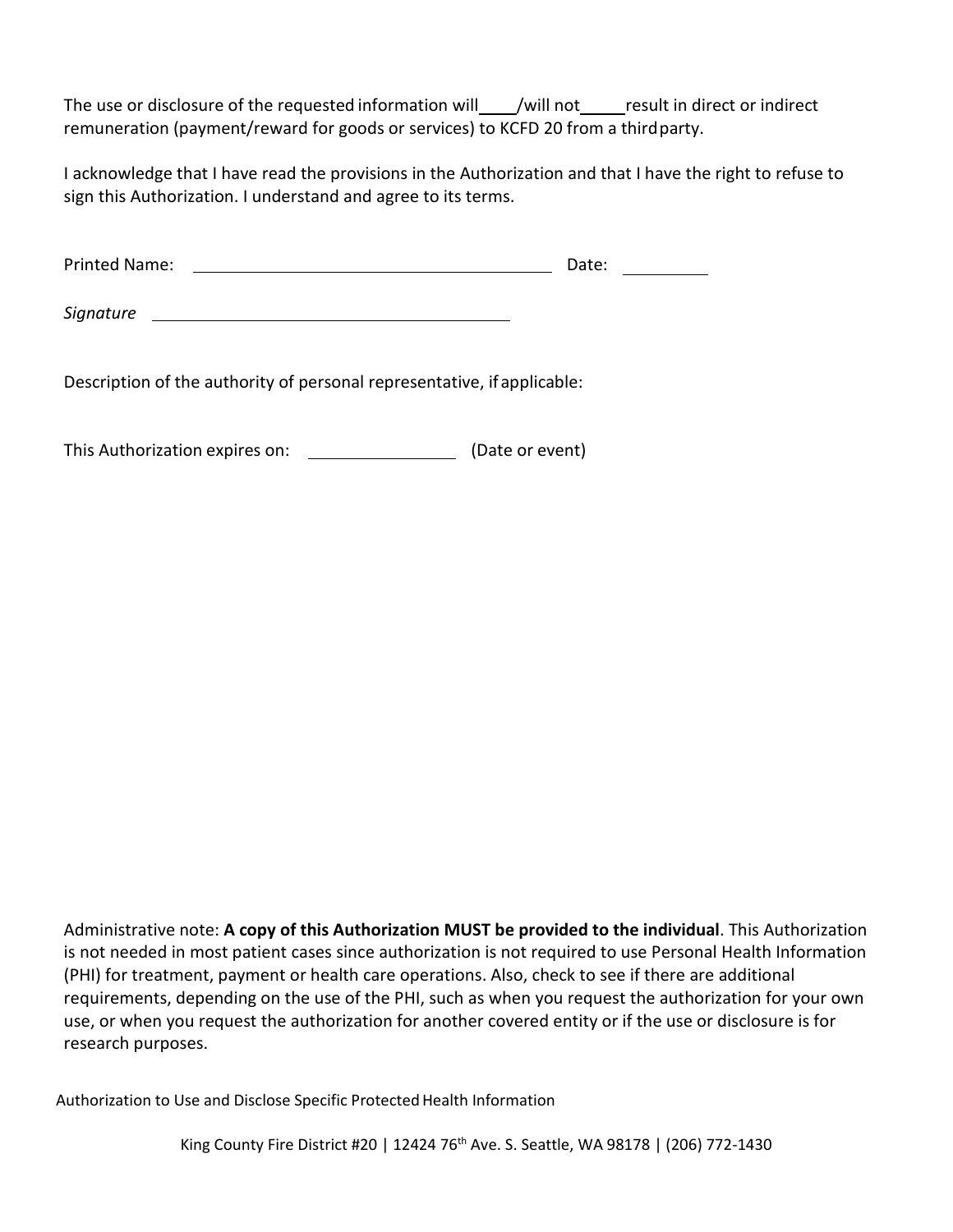The use or disclosure of the requested information will____/will not_____result in direct or indirect remuneration (payment/reward for goods or services) to KCFD 20 from a third party.

I acknowledge that I have read the provisions in the Authorization and that I have the right to refuse to sign this Authorization. I understand and agree to its terms.

Printed Name: ________________________________________ Date: __________

*Signature* ________________________________________

Description of the authority of personal representative, if applicable:

This Authorization expires on: ________________ (Date or event)

Administrative note: **A copy of this Authorization MUST be provided to the individual**. This Authorization is not needed in most patient cases since authorization is not required to use Personal Health Information (PHI) for treatment, payment or health care operations. Also, check to see if there are additional requirements, depending on the use of the PHI, such as when you request the authorization for your own use, or when you request the authorization for another covered entity or if the use or disclosure is for research purposes.